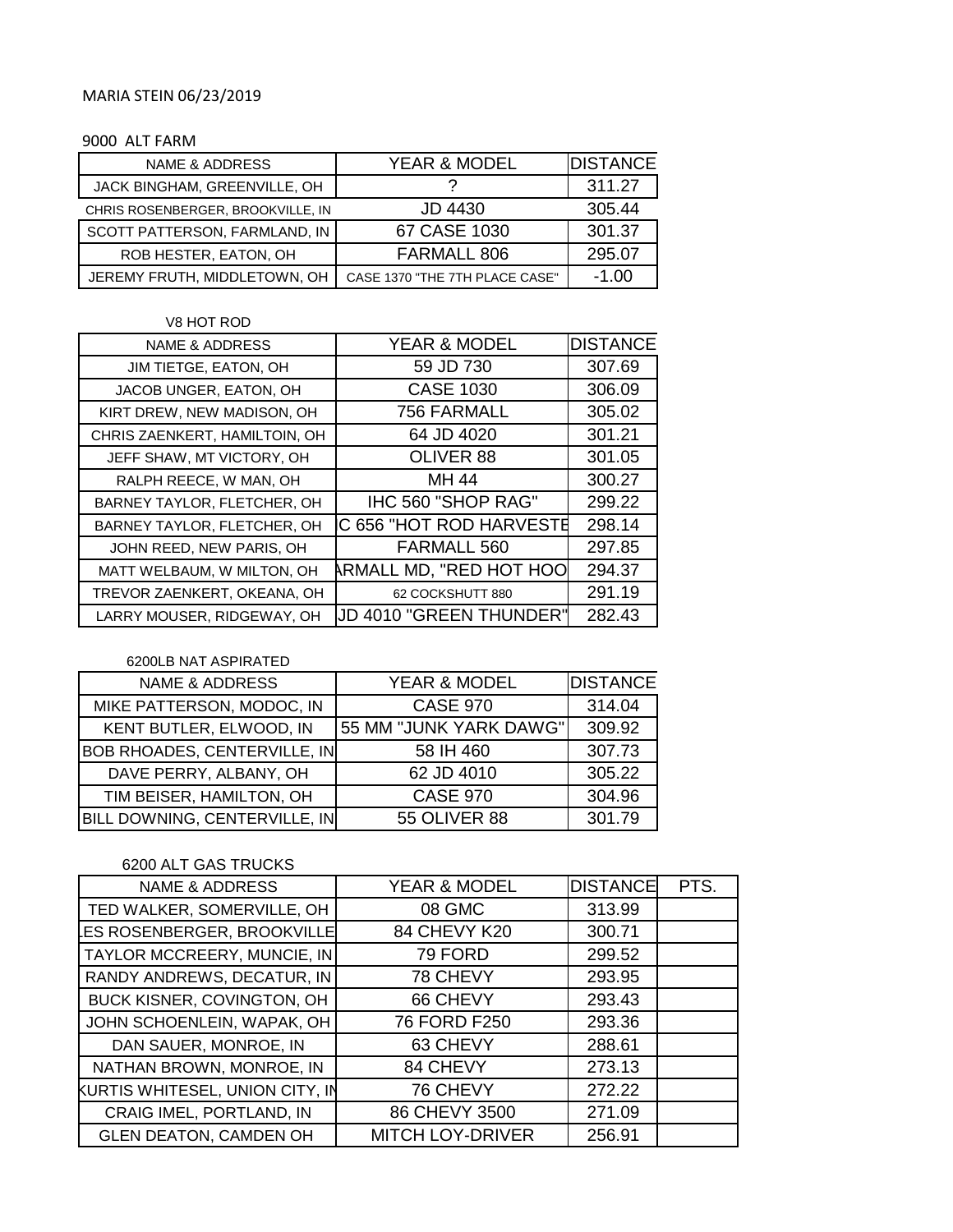MARIA STEIN 06/23/2019

9000 ALT FARM

| NAME & ADDRESS | YEAR & MODEL | DISTANCE |
|---|---|---|
| JACK BINGHAM, GREENVILLE, OH | ? | 311.27 |
| CHRIS ROSENBERGER, BROOKVILLE, IN | JD 4430 | 305.44 |
| SCOTT PATTERSON, FARMLAND, IN | 67 CASE 1030 | 301.37 |
| ROB HESTER, EATON, OH | FARMALL 806 | 295.07 |
| JEREMY FRUTH, MIDDLETOWN, OH | CASE 1370 "THE 7TH PLACE CASE" | -1.00 |

V8 HOT ROD

| NAME & ADDRESS | YEAR & MODEL | DISTANCE |
|---|---|---|
| JIM TIETGE, EATON, OH | 59 JD 730 | 307.69 |
| JACOB UNGER, EATON, OH | CASE 1030 | 306.09 |
| KIRT DREW, NEW MADISON, OH | 756 FARMALL | 305.02 |
| CHRIS ZAENKERT, HAMILTOIN, OH | 64 JD 4020 | 301.21 |
| JEFF SHAW, MT VICTORY, OH | OLIVER 88 | 301.05 |
| RALPH REECE, W MAN, OH | MH 44 | 300.27 |
| BARNEY TAYLOR, FLETCHER, OH | IHC 560 "SHOP RAG" | 299.22 |
| BARNEY TAYLOR, FLETCHER, OH | C 656 "HOT ROD HARVESTE | 298.14 |
| JOHN REED, NEW PARIS, OH | FARMALL 560 | 297.85 |
| MATT WELBAUM, W MILTON, OH | ARMALL MD, "RED HOT HOO | 294.37 |
| TREVOR ZAENKERT, OKEANA, OH | 62 COCKSHUTT 880 | 291.19 |
| LARRY MOUSER, RIDGEWAY, OH | JD 4010 "GREEN THUNDER" | 282.43 |

6200LB NAT ASPIRATED

| NAME & ADDRESS | YEAR & MODEL | DISTANCE |
|---|---|---|
| MIKE PATTERSON, MODOC, IN | CASE 970 | 314.04 |
| KENT BUTLER, ELWOOD, IN | 55 MM "JUNK YARD DAWG" | 309.92 |
| BOB RHOADES, CENTERVILLE, IN | 58 IH 460 | 307.73 |
| DAVE PERRY, ALBANY, OH | 62 JD 4010 | 305.22 |
| TIM BEISER, HAMILTON, OH | CASE 970 | 304.96 |
| BILL DOWNING, CENTERVILLE, IN | 55 OLIVER 88 | 301.79 |

6200 ALT GAS TRUCKS

| NAME & ADDRESS | YEAR & MODEL | DISTANCE | PTS. |
|---|---|---|---|
| TED WALKER, SOMERVILLE, OH | 08 GMC | 313.99 | |
| LES ROSENBERGER, BROOKVILLE | 84 CHEVY K20 | 300.71 | |
| TAYLOR MCCREERY, MUNCIE, IN | 79 FORD | 299.52 | |
| RANDY ANDREWS, DECATUR, IN | 78 CHEVY | 293.95 | |
| BUCK KISNER, COVINGTON, OH | 66 CHEVY | 293.43 | |
| JOHN SCHOENLEIN, WAPAK, OH | 76 FORD F250 | 293.36 | |
| DAN SAUER, MONROE, IN | 63 CHEVY | 288.61 | |
| NATHAN BROWN, MONROE, IN | 84 CHEVY | 273.13 | |
| KURTIS WHITESEL, UNION CITY, IN | 76 CHEVY | 272.22 | |
| CRAIG IMEL, PORTLAND, IN | 86 CHEVY 3500 | 271.09 | |
| GLEN DEATON, CAMDEN OH | MITCH LOY-DRIVER | 256.91 | |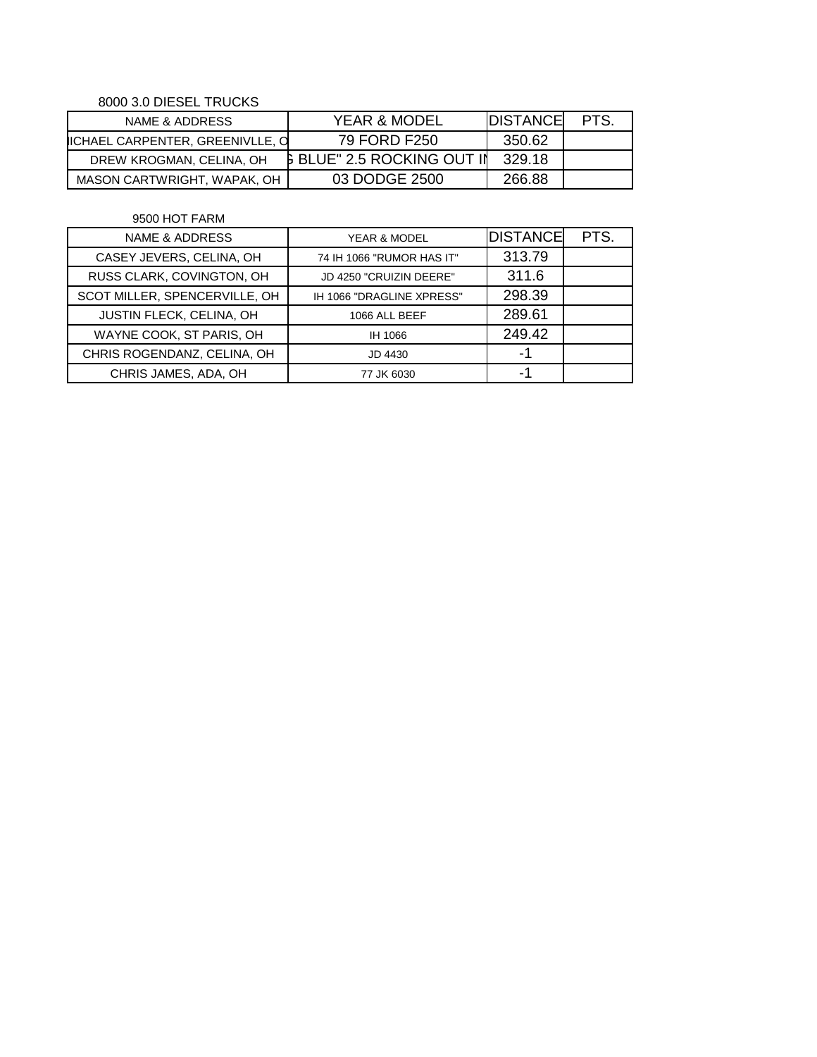8000 3.0 DIESEL TRUCKS

| NAME & ADDRESS | YEAR & MODEL | DISTANCE | PTS. |
|---|---|---|---|
| ICHAEL CARPENTER, GREENIVLLE, O | 79 FORD F250 | 350.62 | |
| DREW KROGMAN, CELINA, OH | BLUE" 2.5 ROCKING OUT IN | 329.18 | |
| MASON CARTWRIGHT, WAPAK, OH | 03 DODGE 2500 | 266.88 | |

9500 HOT FARM

| NAME & ADDRESS | YEAR & MODEL | DISTANCE | PTS. |
|---|---|---|---|
| CASEY JEVERS, CELINA, OH | 74 IH 1066 "RUMOR HAS IT" | 313.79 | |
| RUSS CLARK, COVINGTON, OH | JD 4250 "CRUIZIN DEERE" | 311.6 | |
| SCOT MILLER, SPENCERVILLE, OH | IH 1066 "DRAGLINE XPRESS" | 298.39 | |
| JUSTIN FLECK, CELINA, OH | 1066 ALL BEEF | 289.61 | |
| WAYNE COOK, ST PARIS, OH | IH 1066 | 249.42 | |
| CHRIS ROGENDANZ, CELINA, OH | JD 4430 | -1 | |
| CHRIS JAMES, ADA, OH | 77 JK 6030 | -1 | |